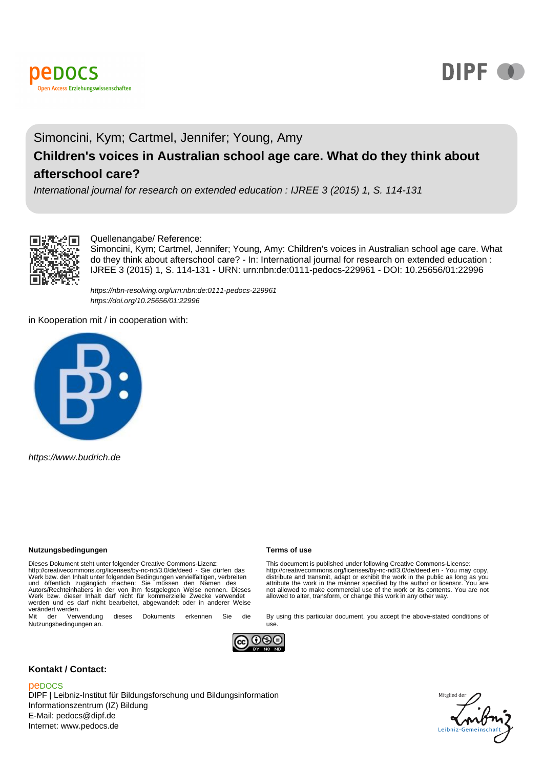peDOCS
Open Access Erziehungswissenschaften

DIPF

Simoncini, Kym; Cartmel, Jennifer; Young, Amy

# Children's voices in Australian school age care. What do they think about afterschool care?

*International journal for research on extended education : IJREE 3 (2015) 1, S. 114-131*

Quellenangabe/ Reference:
Simoncini, Kym; Cartmel, Jennifer; Young, Amy: Children's voices in Australian school age care. What do they think about afterschool care? - In: International journal for research on extended education : IJREE 3 (2015) 1, S. 114-131 - URN: urn:nbn:de:0111-pedocs-229961 - DOI: 10.25656/01:22996

*https://nbn-resolving.org/urn:nbn:de:0111-pedocs-229961*
*https://doi.org/10.25656/01:22996*

in Kooperation mit / in cooperation with:

*https://www.budrich.de*

**Nutzungsbedingungen**

Dieses Dokument steht unter folgender Creative Commons-Lizenz: http://creativecommons.org/licenses/by-nc-nd/3.0/de/deed - Sie dürfen das Werk bzw. den Inhalt unter folgenden Bedingungen vervielfältigen, verbreiten und öffentlich zugänglich machen: Sie müssen den Namen des Autors/Rechteinhabers in der von ihm festgelegten Weise nennen. Dieses Werk bzw. dieser Inhalt darf nicht für kommerzielle Zwecke verwendet werden und es darf nicht bearbeitet, abgewandelt oder in anderer Weise verändert werden.
Mit der Verwendung dieses Dokuments erkennen Sie die Nutzungsbedingungen an.

**Terms of use**

This document is published under following Creative Commons-License: http://creativecommons.org/licenses/by-nc-nd/3.0/de/deed.en - You may copy, distribute and transmit, adapt or exhibit the work in the public as long as you attribute the work in the manner specified by the author or licensor. You are not allowed to make commercial use of the work or its contents. You are not allowed to alter, transform, or change this work in any other way.

By using this particular document, you accept the above-stated conditions of use.

**Kontakt / Contact:**

peDOCS
DIPF | Leibniz-Institut für Bildungsforschung und Bildungsinformation
Informationszentrum (IZ) Bildung
E-Mail: pedocs@dipf.de
Internet: www.pedocs.de

Mitglied der Leibniz-Gemeinschaft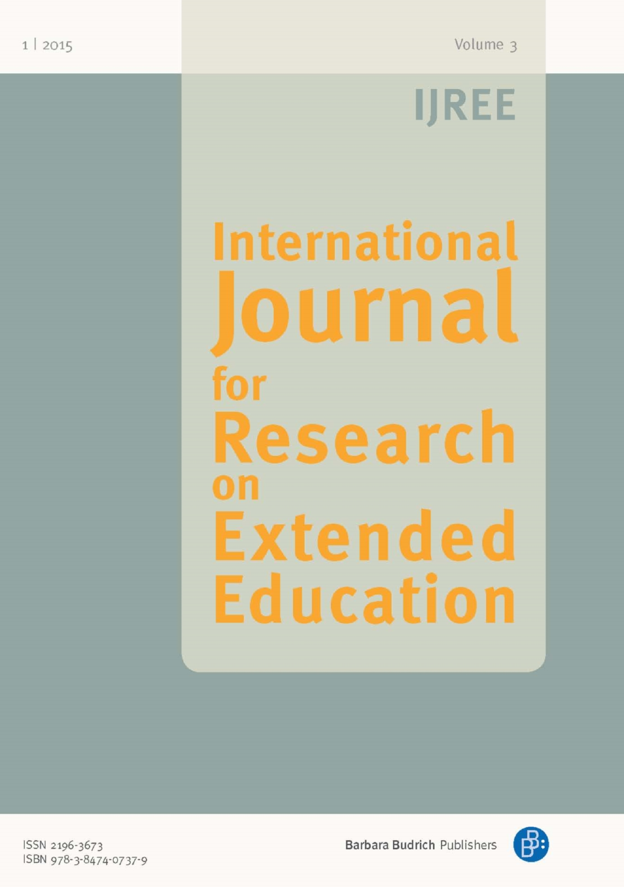1 | 2015

Volume 3

IJREE

# International Journal for Research on Extended Education

ISSN 2196-3673
ISBN 978-3-8474-0737-9

Barbara Budrich Publishers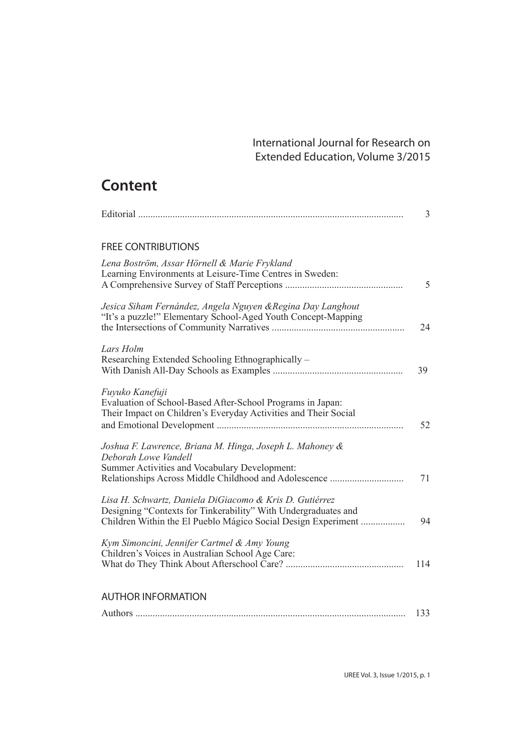International Journal for Research on Extended Education, Volume 3/2015

# Content

Editorial ........................................................................................................ 3

## FREE CONTRIBUTIONS

*Lena Boström, Assar Hörnell & Marie Frykland*
Learning Environments at Leisure-Time Centres in Sweden: A Comprehensive Survey of Staff Perceptions ................................................ 5

*Jesica Siham Fernández, Angela Nguyen &Regina Day Langhout*
"It's a puzzle!" Elementary School-Aged Youth Concept-Mapping the Intersections of Community Narratives ...................................................... 24

*Lars Holm*
Researching Extended Schooling Ethnographically – With Danish All-Day Schools as Examples .................................................... 39

*Fuyuko Kanefuji*
Evaluation of School-Based After-School Programs in Japan: Their Impact on Children's Everyday Activities and Their Social and Emotional Development ............................................................................ 52

*Joshua F. Lawrence, Briana M. Hinga, Joseph L. Mahoney & Deborah Lowe Vandell*
Summer Activities and Vocabulary Development: Relationships Across Middle Childhood and Adolescence .............................. 71

*Lisa H. Schwartz, Daniela DiGiacomo & Kris D. Gutiérrez*
Designing "Contexts for Tinkerability" With Undergraduates and Children Within the El Pueblo Mágico Social Design Experiment .................. 94

*Kym Simoncini, Jennifer Cartmel & Amy Young*
Children's Voices in Australian School Age Care: What do They Think About Afterschool Care? ................................................ 114

## AUTHOR INFORMATION

Authors ........................................................................................................ 133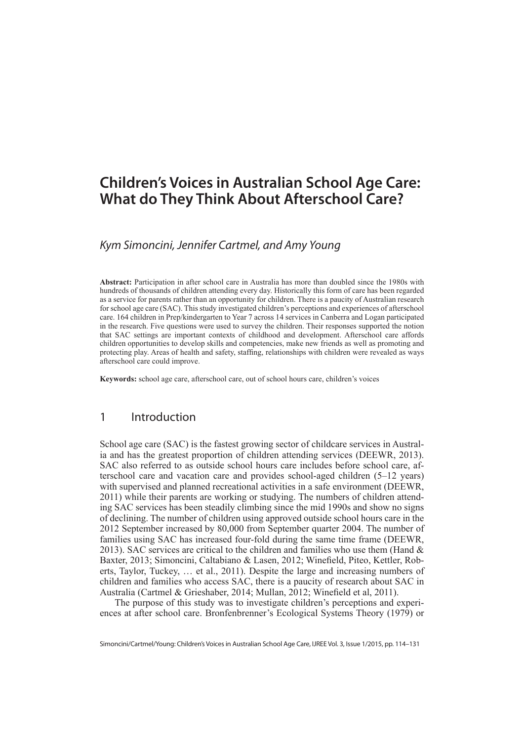# Children's Voices in Australian School Age Care: What do They Think About Afterschool Care?

*Kym Simoncini, Jennifer Cartmel, and Amy Young*

**Abstract:** Participation in after school care in Australia has more than doubled since the 1980s with hundreds of thousands of children attending every day. Historically this form of care has been regarded as a service for parents rather than an opportunity for children. There is a paucity of Australian research for school age care (SAC). This study investigated children's perceptions and experiences of afterschool care. 164 children in Prep/kindergarten to Year 7 across 14 services in Canberra and Logan participated in the research. Five questions were used to survey the children. Their responses supported the notion that SAC settings are important contexts of childhood and development. Afterschool care affords children opportunities to develop skills and competencies, make new friends as well as promoting and protecting play. Areas of health and safety, staffing, relationships with children were revealed as ways afterschool care could improve.

**Keywords:** school age care, afterschool care, out of school hours care, children's voices

## 1 Introduction

School age care (SAC) is the fastest growing sector of childcare services in Australia and has the greatest proportion of children attending services (DEEWR, 2013). SAC also referred to as outside school hours care includes before school care, afterschool care and vacation care and provides school-aged children (5–12 years) with supervised and planned recreational activities in a safe environment (DEEWR, 2011) while their parents are working or studying. The numbers of children attending SAC services has been steadily climbing since the mid 1990s and show no signs of declining. The number of children using approved outside school hours care in the 2012 September increased by 80,000 from September quarter 2004. The number of families using SAC has increased four-fold during the same time frame (DEEWR, 2013). SAC services are critical to the children and families who use them (Hand & Baxter, 2013; Simoncini, Caltabiano & Lasen, 2012; Winefield, Piteo, Kettler, Roberts, Taylor, Tuckey, … et al., 2011). Despite the large and increasing numbers of children and families who access SAC, there is a paucity of research about SAC in Australia (Cartmel & Grieshaber, 2014; Mullan, 2012; Winefield et al, 2011).

The purpose of this study was to investigate children's perceptions and experiences at after school care. Bronfenbrenner's Ecological Systems Theory (1979) or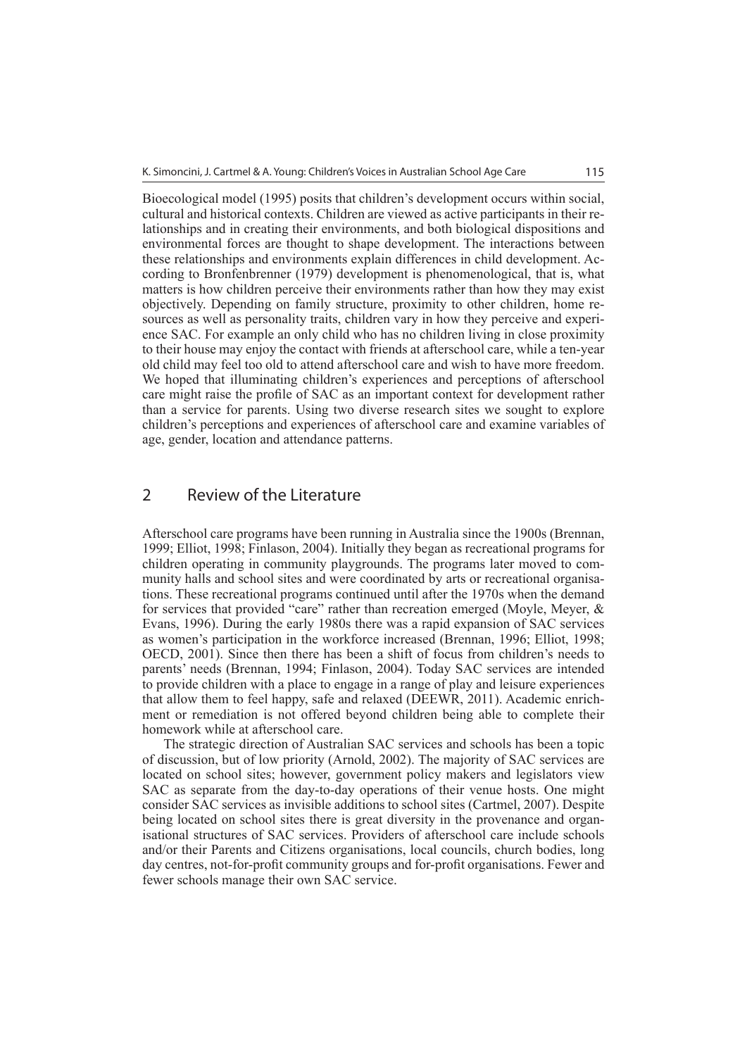Bioecological model (1995) posits that children's development occurs within social, cultural and historical contexts. Children are viewed as active participants in their relationships and in creating their environments, and both biological dispositions and environmental forces are thought to shape development. The interactions between these relationships and environments explain differences in child development. According to Bronfenbrenner (1979) development is phenomenological, that is, what matters is how children perceive their environments rather than how they may exist objectively. Depending on family structure, proximity to other children, home resources as well as personality traits, children vary in how they perceive and experience SAC. For example an only child who has no children living in close proximity to their house may enjoy the contact with friends at afterschool care, while a ten-year old child may feel too old to attend afterschool care and wish to have more freedom. We hoped that illuminating children's experiences and perceptions of afterschool care might raise the profile of SAC as an important context for development rather than a service for parents. Using two diverse research sites we sought to explore children's perceptions and experiences of afterschool care and examine variables of age, gender, location and attendance patterns.

## 2 Review of the Literature

Afterschool care programs have been running in Australia since the 1900s (Brennan, 1999; Elliot, 1998; Finlason, 2004). Initially they began as recreational programs for children operating in community playgrounds. The programs later moved to community halls and school sites and were coordinated by arts or recreational organisations. These recreational programs continued until after the 1970s when the demand for services that provided "care" rather than recreation emerged (Moyle, Meyer, & Evans, 1996). During the early 1980s there was a rapid expansion of SAC services as women's participation in the workforce increased (Brennan, 1996; Elliot, 1998; OECD, 2001). Since then there has been a shift of focus from children's needs to parents' needs (Brennan, 1994; Finlason, 2004). Today SAC services are intended to provide children with a place to engage in a range of play and leisure experiences that allow them to feel happy, safe and relaxed (DEEWR, 2011). Academic enrichment or remediation is not offered beyond children being able to complete their homework while at afterschool care.

The strategic direction of Australian SAC services and schools has been a topic of discussion, but of low priority (Arnold, 2002). The majority of SAC services are located on school sites; however, government policy makers and legislators view SAC as separate from the day-to-day operations of their venue hosts. One might consider SAC services as invisible additions to school sites (Cartmel, 2007). Despite being located on school sites there is great diversity in the provenance and organisational structures of SAC services. Providers of afterschool care include schools and/or their Parents and Citizens organisations, local councils, church bodies, long day centres, not-for-profit community groups and for-profit organisations. Fewer and fewer schools manage their own SAC service.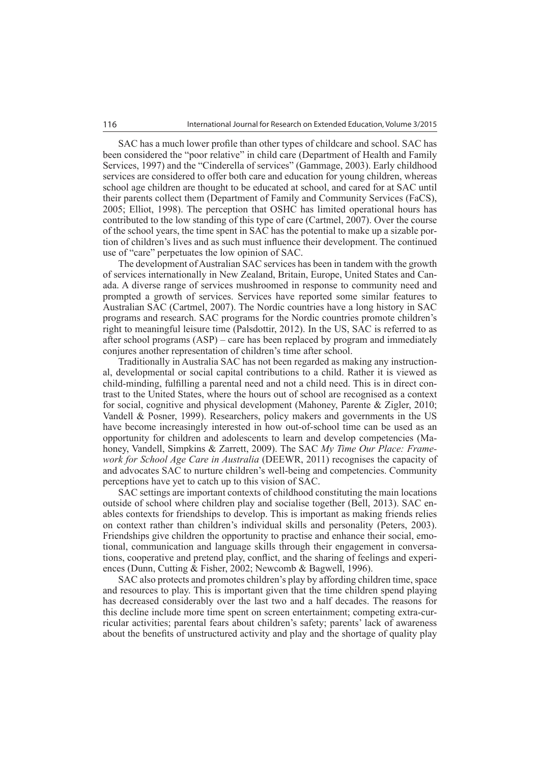SAC has a much lower profile than other types of childcare and school. SAC has been considered the "poor relative" in child care (Department of Health and Family Services, 1997) and the "Cinderella of services" (Gammage, 2003). Early childhood services are considered to offer both care and education for young children, whereas school age children are thought to be educated at school, and cared for at SAC until their parents collect them (Department of Family and Community Services (FaCS), 2005; Elliot, 1998). The perception that OSHC has limited operational hours has contributed to the low standing of this type of care (Cartmel, 2007). Over the course of the school years, the time spent in SAC has the potential to make up a sizable portion of children's lives and as such must influence their development. The continued use of "care" perpetuates the low opinion of SAC.

The development of Australian SAC services has been in tandem with the growth of services internationally in New Zealand, Britain, Europe, United States and Canada. A diverse range of services mushroomed in response to community need and prompted a growth of services. Services have reported some similar features to Australian SAC (Cartmel, 2007). The Nordic countries have a long history in SAC programs and research. SAC programs for the Nordic countries promote children's right to meaningful leisure time (Palsdottir, 2012). In the US, SAC is referred to as after school programs (ASP) – care has been replaced by program and immediately conjures another representation of children's time after school.

Traditionally in Australia SAC has not been regarded as making any instructional, developmental or social capital contributions to a child. Rather it is viewed as child-minding, fulfilling a parental need and not a child need. This is in direct contrast to the United States, where the hours out of school are recognised as a context for social, cognitive and physical development (Mahoney, Parente & Zigler, 2010; Vandell & Posner, 1999). Researchers, policy makers and governments in the US have become increasingly interested in how out-of-school time can be used as an opportunity for children and adolescents to learn and develop competencies (Mahoney, Vandell, Simpkins & Zarrett, 2009). The SAC *My Time Our Place: Framework for School Age Care in Australia* (DEEWR, 2011) recognises the capacity of and advocates SAC to nurture children's well-being and competencies. Community perceptions have yet to catch up to this vision of SAC.

SAC settings are important contexts of childhood constituting the main locations outside of school where children play and socialise together (Bell, 2013). SAC enables contexts for friendships to develop. This is important as making friends relies on context rather than children's individual skills and personality (Peters, 2003). Friendships give children the opportunity to practise and enhance their social, emotional, communication and language skills through their engagement in conversations, cooperative and pretend play, conflict, and the sharing of feelings and experiences (Dunn, Cutting & Fisher, 2002; Newcomb & Bagwell, 1996).

SAC also protects and promotes children's play by affording children time, space and resources to play. This is important given that the time children spend playing has decreased considerably over the last two and a half decades. The reasons for this decline include more time spent on screen entertainment; competing extra-curricular activities; parental fears about children's safety; parents' lack of awareness about the benefits of unstructured activity and play and the shortage of quality play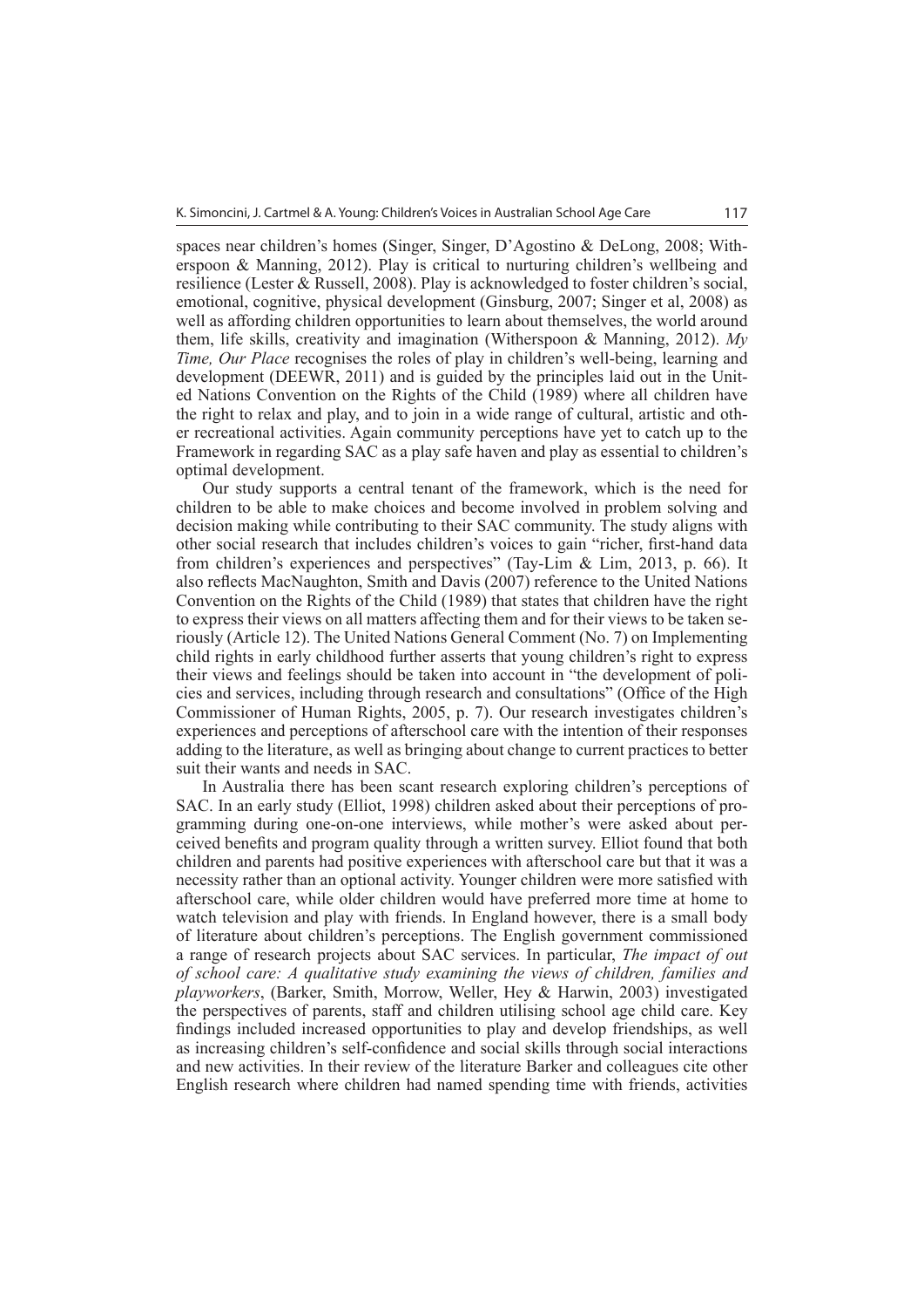spaces near children's homes (Singer, Singer, D'Agostino & DeLong, 2008; Witherspoon & Manning, 2012). Play is critical to nurturing children's wellbeing and resilience (Lester & Russell, 2008). Play is acknowledged to foster children's social, emotional, cognitive, physical development (Ginsburg, 2007; Singer et al, 2008) as well as affording children opportunities to learn about themselves, the world around them, life skills, creativity and imagination (Witherspoon & Manning, 2012). *My Time, Our Place* recognises the roles of play in children's well-being, learning and development (DEEWR, 2011) and is guided by the principles laid out in the United Nations Convention on the Rights of the Child (1989) where all children have the right to relax and play, and to join in a wide range of cultural, artistic and other recreational activities. Again community perceptions have yet to catch up to the Framework in regarding SAC as a play safe haven and play as essential to children's optimal development.

Our study supports a central tenant of the framework, which is the need for children to be able to make choices and become involved in problem solving and decision making while contributing to their SAC community. The study aligns with other social research that includes children's voices to gain "richer, first-hand data from children's experiences and perspectives" (Tay-Lim & Lim, 2013, p. 66). It also reflects MacNaughton, Smith and Davis (2007) reference to the United Nations Convention on the Rights of the Child (1989) that states that children have the right to express their views on all matters affecting them and for their views to be taken seriously (Article 12). The United Nations General Comment (No. 7) on Implementing child rights in early childhood further asserts that young children's right to express their views and feelings should be taken into account in "the development of policies and services, including through research and consultations" (Office of the High Commissioner of Human Rights, 2005, p. 7). Our research investigates children's experiences and perceptions of afterschool care with the intention of their responses adding to the literature, as well as bringing about change to current practices to better suit their wants and needs in SAC.

In Australia there has been scant research exploring children's perceptions of SAC. In an early study (Elliot, 1998) children asked about their perceptions of programming during one-on-one interviews, while mother's were asked about perceived benefits and program quality through a written survey. Elliot found that both children and parents had positive experiences with afterschool care but that it was a necessity rather than an optional activity. Younger children were more satisfied with afterschool care, while older children would have preferred more time at home to watch television and play with friends. In England however, there is a small body of literature about children's perceptions. The English government commissioned a range of research projects about SAC services. In particular, *The impact of out of school care: A qualitative study examining the views of children, families and playworkers*, (Barker, Smith, Morrow, Weller, Hey & Harwin, 2003) investigated the perspectives of parents, staff and children utilising school age child care. Key findings included increased opportunities to play and develop friendships, as well as increasing children's self-confidence and social skills through social interactions and new activities. In their review of the literature Barker and colleagues cite other English research where children had named spending time with friends, activities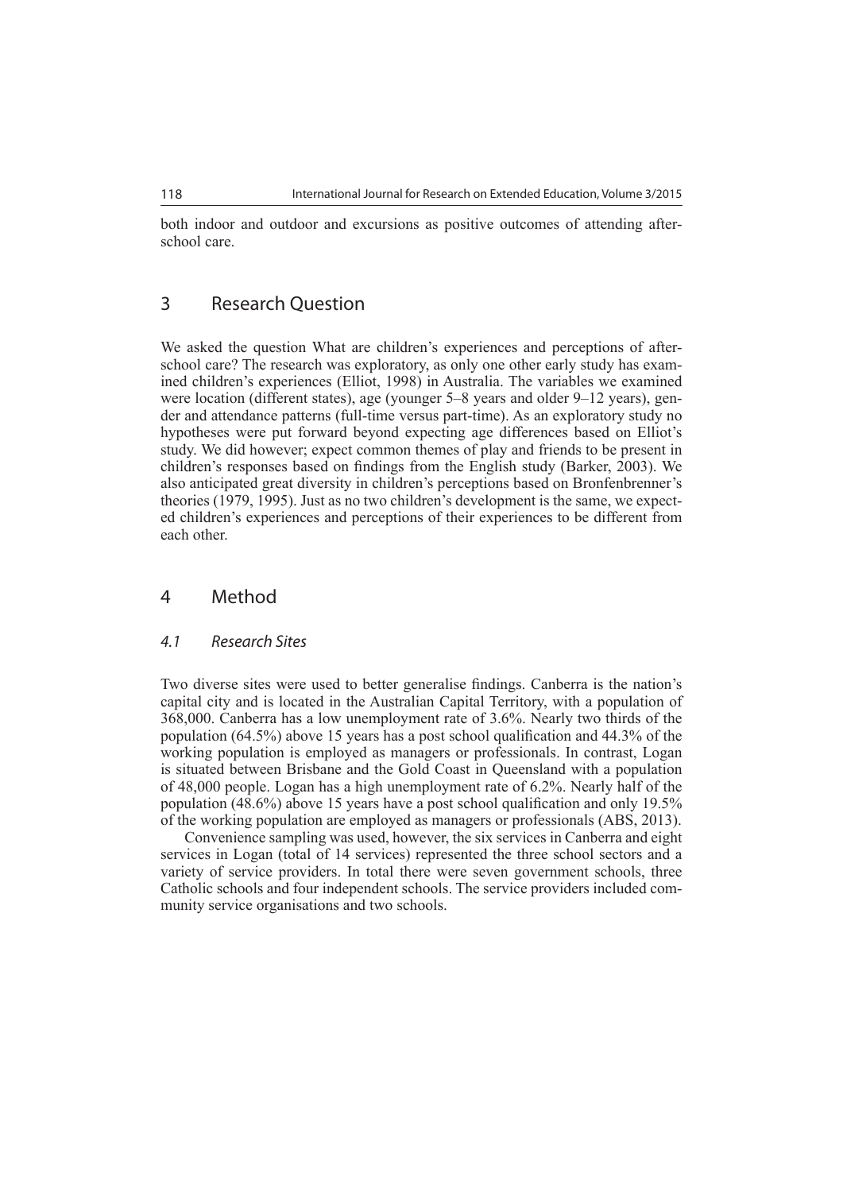both indoor and outdoor and excursions as positive outcomes of attending after-school care.

## 3 Research Question

We asked the question What are children's experiences and perceptions of after-school care? The research was exploratory, as only one other early study has examined children's experiences (Elliot, 1998) in Australia. The variables we examined were location (different states), age (younger 5–8 years and older 9–12 years), gender and attendance patterns (full-time versus part-time). As an exploratory study no hypotheses were put forward beyond expecting age differences based on Elliot's study. We did however; expect common themes of play and friends to be present in children's responses based on findings from the English study (Barker, 2003). We also anticipated great diversity in children's perceptions based on Bronfenbrenner's theories (1979, 1995). Just as no two children's development is the same, we expected children's experiences and perceptions of their experiences to be different from each other.

## 4 Method

### *4.1 Research Sites*

Two diverse sites were used to better generalise findings. Canberra is the nation's capital city and is located in the Australian Capital Territory, with a population of 368,000. Canberra has a low unemployment rate of 3.6%. Nearly two thirds of the population (64.5%) above 15 years has a post school qualification and 44.3% of the working population is employed as managers or professionals. In contrast, Logan is situated between Brisbane and the Gold Coast in Queensland with a population of 48,000 people. Logan has a high unemployment rate of 6.2%. Nearly half of the population (48.6%) above 15 years have a post school qualification and only 19.5% of the working population are employed as managers or professionals (ABS, 2013).

Convenience sampling was used, however, the six services in Canberra and eight services in Logan (total of 14 services) represented the three school sectors and a variety of service providers. In total there were seven government schools, three Catholic schools and four independent schools. The service providers included community service organisations and two schools.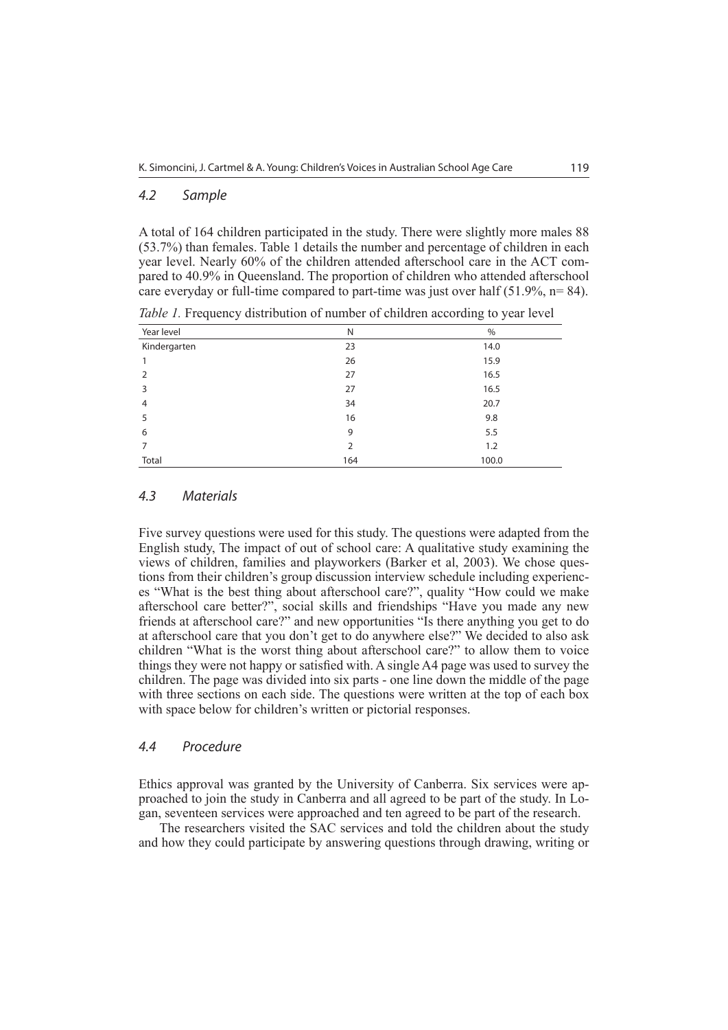### 4.2 Sample

A total of 164 children participated in the study. There were slightly more males 88 (53.7%) than females. Table 1 details the number and percentage of children in each year level. Nearly 60% of the children attended afterschool care in the ACT compared to 40.9% in Queensland. The proportion of children who attended afterschool care everyday or full-time compared to part-time was just over half (51.9%, n= 84).

*Table 1.* Frequency distribution of number of children according to year level

| Year level | N | % |
|---|---|---|
| Kindergarten | 23 | 14.0 |
| 1 | 26 | 15.9 |
| 2 | 27 | 16.5 |
| 3 | 27 | 16.5 |
| 4 | 34 | 20.7 |
| 5 | 16 | 9.8 |
| 6 | 9 | 5.5 |
| 7 | 2 | 1.2 |
| Total | 164 | 100.0 |

### 4.3 Materials

Five survey questions were used for this study. The questions were adapted from the English study, The impact of out of school care: A qualitative study examining the views of children, families and playworkers (Barker et al, 2003). We chose questions from their children's group discussion interview schedule including experiences "What is the best thing about afterschool care?", quality "How could we make afterschool care better?", social skills and friendships "Have you made any new friends at afterschool care?" and new opportunities "Is there anything you get to do at afterschool care that you don't get to do anywhere else?" We decided to also ask children "What is the worst thing about afterschool care?" to allow them to voice things they were not happy or satisfied with. A single A4 page was used to survey the children. The page was divided into six parts - one line down the middle of the page with three sections on each side. The questions were written at the top of each box with space below for children's written or pictorial responses.

### 4.4 Procedure

Ethics approval was granted by the University of Canberra. Six services were approached to join the study in Canberra and all agreed to be part of the study. In Logan, seventeen services were approached and ten agreed to be part of the research.

The researchers visited the SAC services and told the children about the study and how they could participate by answering questions through drawing, writing or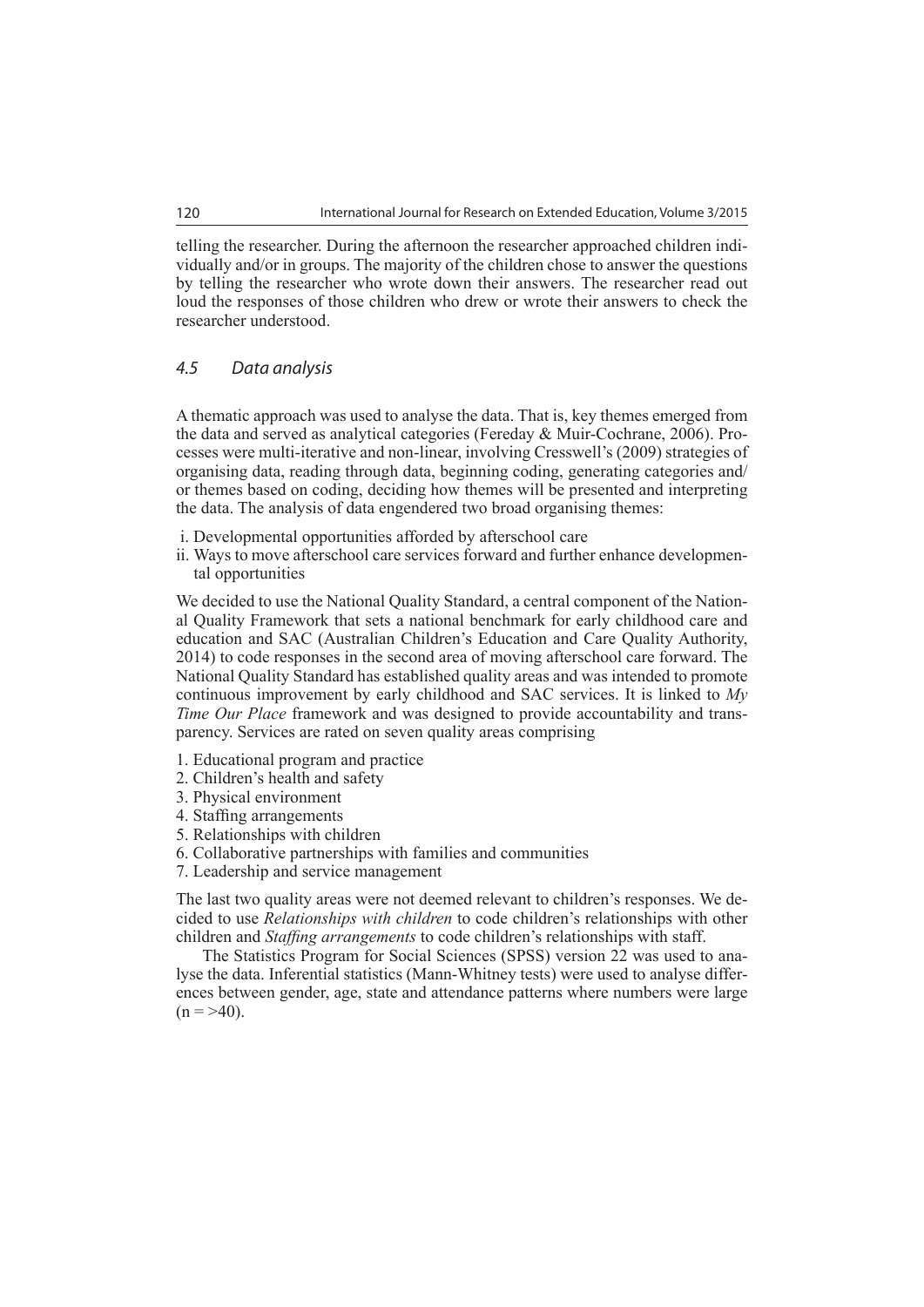telling the researcher. During the afternoon the researcher approached children individually and/or in groups. The majority of the children chose to answer the questions by telling the researcher who wrote down their answers. The researcher read out loud the responses of those children who drew or wrote their answers to check the researcher understood.

### 4.5 Data analysis

A thematic approach was used to analyse the data. That is, key themes emerged from the data and served as analytical categories (Fereday & Muir-Cochrane, 2006). Processes were multi-iterative and non-linear, involving Cresswell's (2009) strategies of organising data, reading through data, beginning coding, generating categories and/or themes based on coding, deciding how themes will be presented and interpreting the data. The analysis of data engendered two broad organising themes:

i. Developmental opportunities afforded by afterschool care
ii. Ways to move afterschool care services forward and further enhance developmental opportunities

We decided to use the National Quality Standard, a central component of the National Quality Framework that sets a national benchmark for early childhood care and education and SAC (Australian Children's Education and Care Quality Authority, 2014) to code responses in the second area of moving afterschool care forward. The National Quality Standard has established quality areas and was intended to promote continuous improvement by early childhood and SAC services. It is linked to *My Time Our Place* framework and was designed to provide accountability and transparency. Services are rated on seven quality areas comprising

1. Educational program and practice
2. Children's health and safety
3. Physical environment
4. Staffing arrangements
5. Relationships with children
6. Collaborative partnerships with families and communities
7. Leadership and service management

The last two quality areas were not deemed relevant to children's responses. We decided to use *Relationships with children* to code children's relationships with other children and *Staffing arrangements* to code children's relationships with staff.

The Statistics Program for Social Sciences (SPSS) version 22 was used to analyse the data. Inferential statistics (Mann-Whitney tests) were used to analyse differences between gender, age, state and attendance patterns where numbers were large ($n = >40$).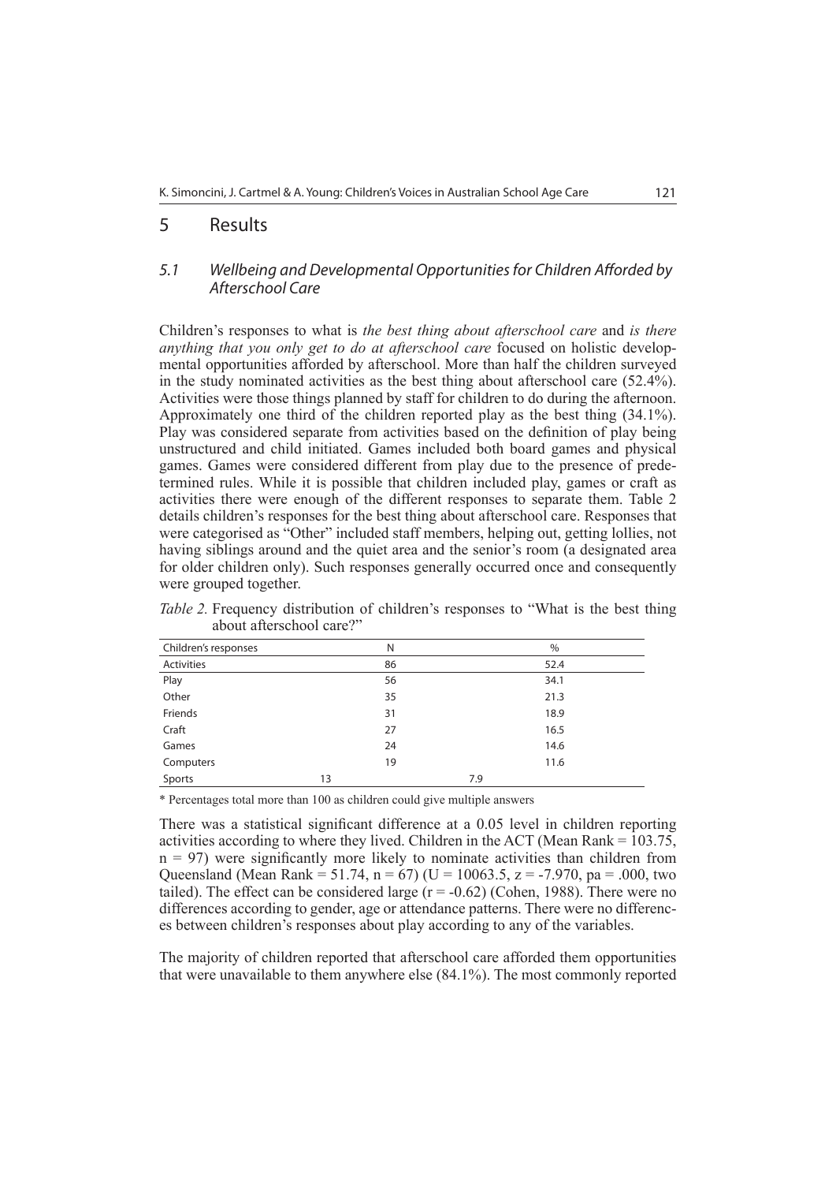## 5 Results

### 5.1 *Wellbeing and Developmental Opportunities for Children Afforded by Afterschool Care*

Children's responses to what is *the best thing about afterschool care* and *is there anything that you only get to do at afterschool care* focused on holistic developmental opportunities afforded by afterschool. More than half the children surveyed in the study nominated activities as the best thing about afterschool care (52.4%). Activities were those things planned by staff for children to do during the afternoon. Approximately one third of the children reported play as the best thing (34.1%). Play was considered separate from activities based on the definition of play being unstructured and child initiated. Games included both board games and physical games. Games were considered different from play due to the presence of predetermined rules. While it is possible that children included play, games or craft as activities there were enough of the different responses to separate them. Table 2 details children's responses for the best thing about afterschool care. Responses that were categorised as "Other" included staff members, helping out, getting lollies, not having siblings around and the quiet area and the senior's room (a designated area for older children only). Such responses generally occurred once and consequently were grouped together.

*Table 2.* Frequency distribution of children's responses to "What is the best thing about afterschool care?"

| Children's responses | N | % |
|---|---|---|
| Activities | 86 | 52.4 |
| Play | 56 | 34.1 |
| Other | 35 | 21.3 |
| Friends | 31 | 18.9 |
| Craft | 27 | 16.5 |
| Games | 24 | 14.6 |
| Computers | 19 | 11.6 |
| Sports | 13 | 7.9 |

\* Percentages total more than 100 as children could give multiple answers

There was a statistical significant difference at a 0.05 level in children reporting activities according to where they lived. Children in the ACT (Mean Rank = 103.75, $n = 97$) were significantly more likely to nominate activities than children from Queensland (Mean Rank = 51.74, $n = 67$) ($U = 10063.5$, $z = -7.970$, $pa = .000$, two tailed). The effect can be considered large ($r = -0.62$) (Cohen, 1988). There were no differences according to gender, age or attendance patterns. There were no differences between children's responses about play according to any of the variables.

The majority of children reported that afterschool care afforded them opportunities that were unavailable to them anywhere else (84.1%). The most commonly reported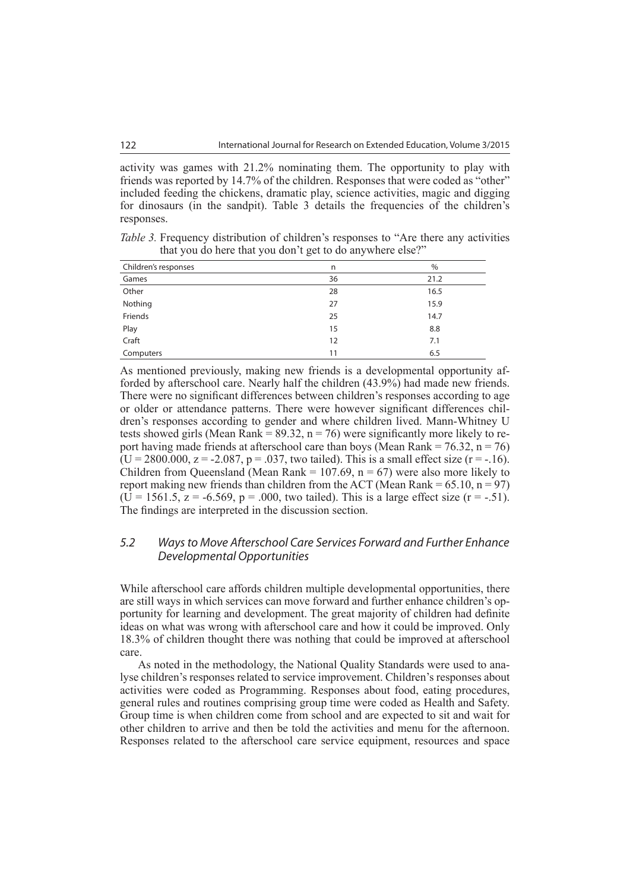activity was games with 21.2% nominating them. The opportunity to play with friends was reported by 14.7% of the children. Responses that were coded as "other" included feeding the chickens, dramatic play, science activities, magic and digging for dinosaurs (in the sandpit). Table 3 details the frequencies of the children's responses.

*Table 3.* Frequency distribution of children's responses to "Are there any activities that you do here that you don't get to do anywhere else?"

| Children's responses | n | % |
|---|---|---|
| Games | 36 | 21.2 |
| Other | 28 | 16.5 |
| Nothing | 27 | 15.9 |
| Friends | 25 | 14.7 |
| Play | 15 | 8.8 |
| Craft | 12 | 7.1 |
| Computers | 11 | 6.5 |

As mentioned previously, making new friends is a developmental opportunity afforded by afterschool care. Nearly half the children (43.9%) had made new friends. There were no significant differences between children's responses according to age or older or attendance patterns. There were however significant differences children's responses according to gender and where children lived. Mann-Whitney U tests showed girls (Mean Rank = 89.32, $n = 76$) were significantly more likely to report having made friends at afterschool care than boys (Mean Rank = 76.32, $n = 76$) ($U = 2800.000$, $z = -2.087$, $p = .037$, two tailed). This is a small effect size ($r = -.16$). Children from Queensland (Mean Rank = 107.69, $n = 67$) were also more likely to report making new friends than children from the ACT (Mean Rank = 65.10, $n = 97$) ($U = 1561.5$, $z = -6.569$, $p = .000$, two tailed). This is a large effect size ($r = -.51$). The findings are interpreted in the discussion section.

### *5.2 Ways to Move Afterschool Care Services Forward and Further Enhance Developmental Opportunities*

While afterschool care affords children multiple developmental opportunities, there are still ways in which services can move forward and further enhance children's opportunity for learning and development. The great majority of children had definite ideas on what was wrong with afterschool care and how it could be improved. Only 18.3% of children thought there was nothing that could be improved at afterschool care.

As noted in the methodology, the National Quality Standards were used to analyse children's responses related to service improvement. Children's responses about activities were coded as Programming. Responses about food, eating procedures, general rules and routines comprising group time were coded as Health and Safety. Group time is when children come from school and are expected to sit and wait for other children to arrive and then be told the activities and menu for the afternoon. Responses related to the afterschool care service equipment, resources and space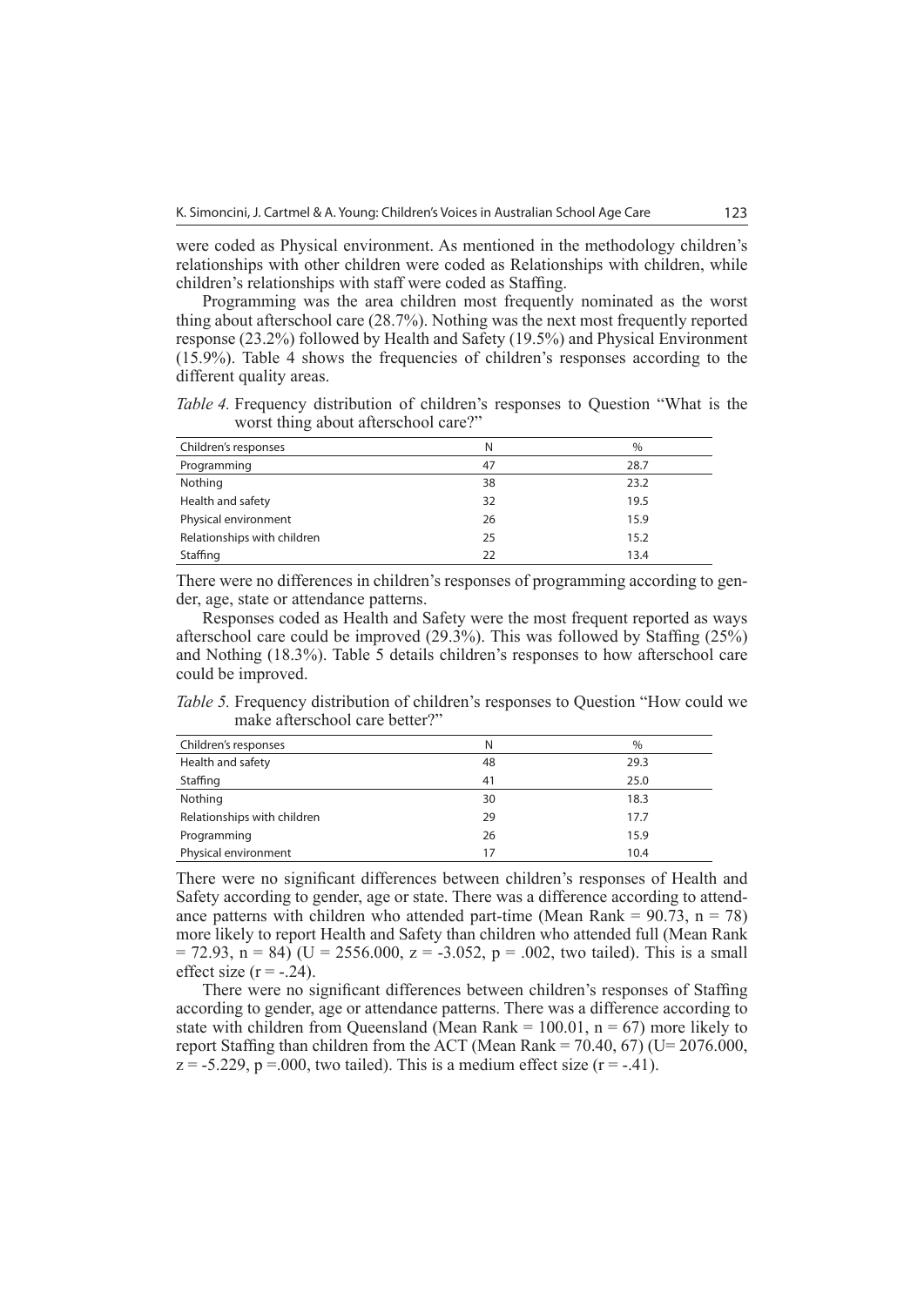were coded as Physical environment. As mentioned in the methodology children's relationships with other children were coded as Relationships with children, while children's relationships with staff were coded as Staffing.

Programming was the area children most frequently nominated as the worst thing about afterschool care (28.7%). Nothing was the next most frequently reported response (23.2%) followed by Health and Safety (19.5%) and Physical Environment (15.9%). Table 4 shows the frequencies of children's responses according to the different quality areas.

*Table 4.* Frequency distribution of children's responses to Question "What is the worst thing about afterschool care?"

| Children's responses | N | % |
|---|---|---|
| Programming | 47 | 28.7 |
| Nothing | 38 | 23.2 |
| Health and safety | 32 | 19.5 |
| Physical environment | 26 | 15.9 |
| Relationships with children | 25 | 15.2 |
| Staffing | 22 | 13.4 |

There were no differences in children's responses of programming according to gender, age, state or attendance patterns.

Responses coded as Health and Safety were the most frequent reported as ways afterschool care could be improved (29.3%). This was followed by Staffing (25%) and Nothing (18.3%). Table 5 details children's responses to how afterschool care could be improved.

*Table 5.* Frequency distribution of children's responses to Question "How could we make afterschool care better?"

| Children's responses | N | % |
|---|---|---|
| Health and safety | 48 | 29.3 |
| Staffing | 41 | 25.0 |
| Nothing | 30 | 18.3 |
| Relationships with children | 29 | 17.7 |
| Programming | 26 | 15.9 |
| Physical environment | 17 | 10.4 |

There were no significant differences between children's responses of Health and Safety according to gender, age or state. There was a difference according to attendance patterns with children who attended part-time (Mean Rank = 90.73, $n = 78$) more likely to report Health and Safety than children who attended full (Mean Rank = 72.93, $n = 84$) ($U = 2556.000$, $z = -3.052$, $p = .002$, two tailed). This is a small effect size ($r = -.24$).

There were no significant differences between children's responses of Staffing according to gender, age or attendance patterns. There was a difference according to state with children from Queensland (Mean Rank = 100.01, $n = 67$) more likely to report Staffing than children from the ACT (Mean Rank = 70.40, 67) ($U= 2076.000$, $z = -5.229$, $p =.000$, two tailed). This is a medium effect size ($r = -.41$).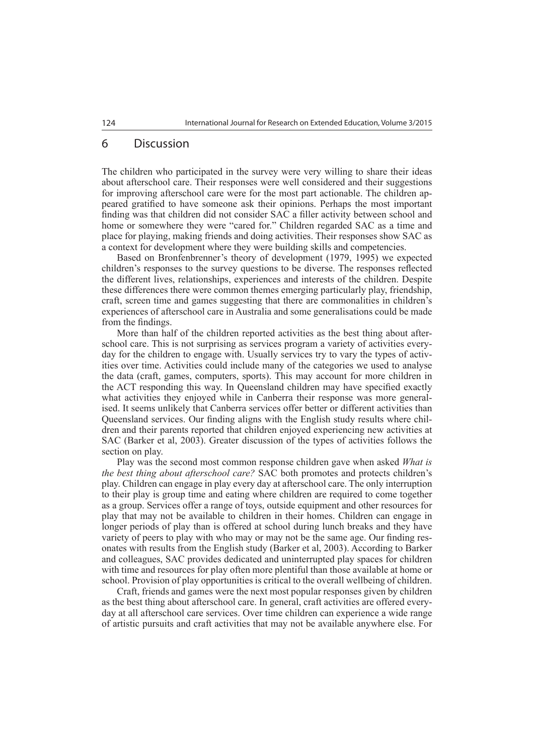## 6 Discussion

The children who participated in the survey were very willing to share their ideas about afterschool care. Their responses were well considered and their suggestions for improving afterschool care were for the most part actionable. The children appeared gratified to have someone ask their opinions. Perhaps the most important finding was that children did not consider SAC a filler activity between school and home or somewhere they were "cared for." Children regarded SAC as a time and place for playing, making friends and doing activities. Their responses show SAC as a context for development where they were building skills and competencies.

Based on Bronfenbrenner's theory of development (1979, 1995) we expected children's responses to the survey questions to be diverse. The responses reflected the different lives, relationships, experiences and interests of the children. Despite these differences there were common themes emerging particularly play, friendship, craft, screen time and games suggesting that there are commonalities in children's experiences of afterschool care in Australia and some generalisations could be made from the findings.

More than half of the children reported activities as the best thing about afterschool care. This is not surprising as services program a variety of activities everyday for the children to engage with. Usually services try to vary the types of activities over time. Activities could include many of the categories we used to analyse the data (craft, games, computers, sports). This may account for more children in the ACT responding this way. In Queensland children may have specified exactly what activities they enjoyed while in Canberra their response was more generalised. It seems unlikely that Canberra services offer better or different activities than Queensland services. Our finding aligns with the English study results where children and their parents reported that children enjoyed experiencing new activities at SAC (Barker et al, 2003). Greater discussion of the types of activities follows the section on play.

Play was the second most common response children gave when asked *What is the best thing about afterschool care?* SAC both promotes and protects children's play. Children can engage in play every day at afterschool care. The only interruption to their play is group time and eating where children are required to come together as a group. Services offer a range of toys, outside equipment and other resources for play that may not be available to children in their homes. Children can engage in longer periods of play than is offered at school during lunch breaks and they have variety of peers to play with who may or may not be the same age. Our finding resonates with results from the English study (Barker et al, 2003). According to Barker and colleagues, SAC provides dedicated and uninterrupted play spaces for children with time and resources for play often more plentiful than those available at home or school. Provision of play opportunities is critical to the overall wellbeing of children.

Craft, friends and games were the next most popular responses given by children as the best thing about afterschool care. In general, craft activities are offered everyday at all afterschool care services. Over time children can experience a wide range of artistic pursuits and craft activities that may not be available anywhere else. For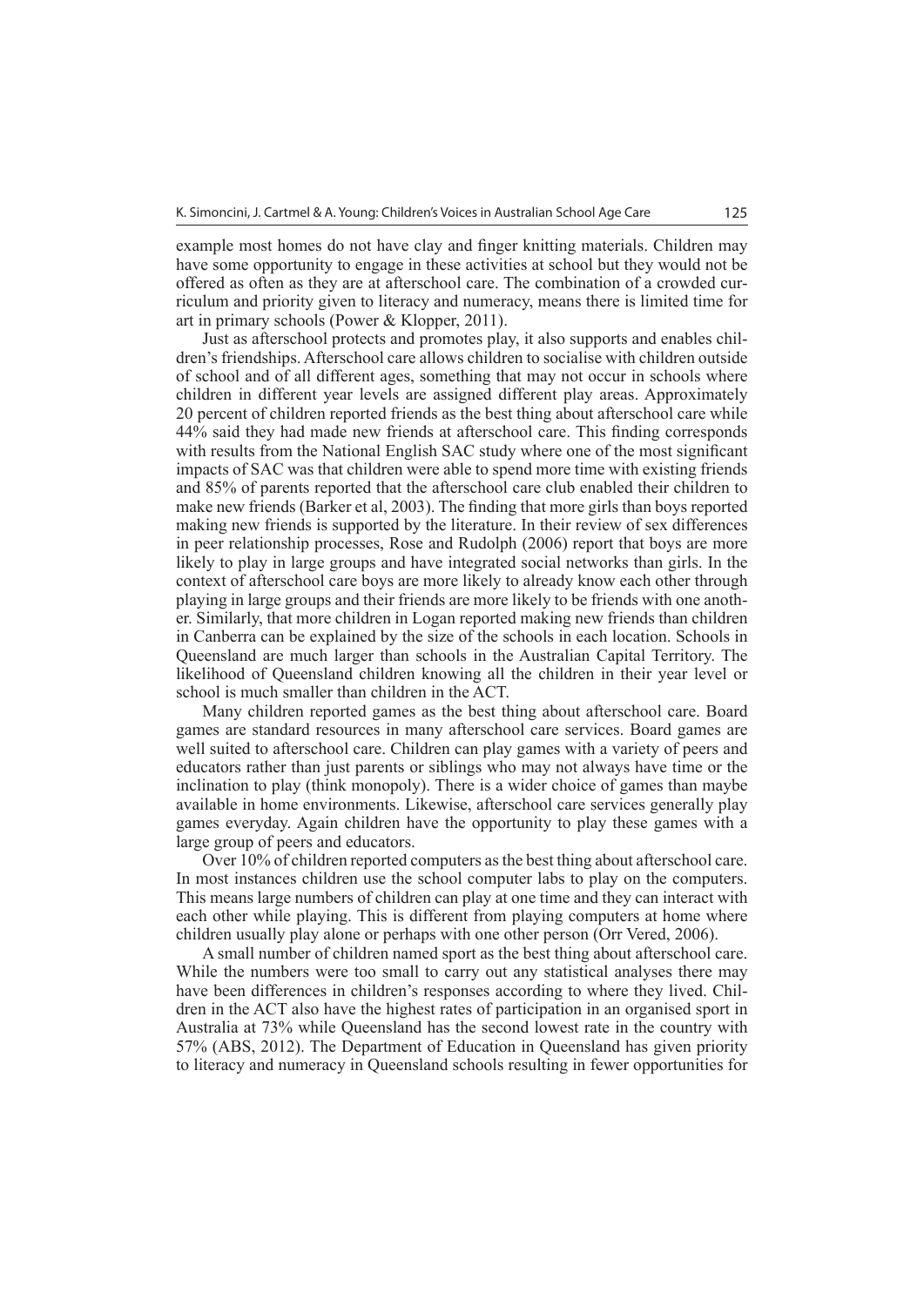example most homes do not have clay and finger knitting materials. Children may have some opportunity to engage in these activities at school but they would not be offered as often as they are at afterschool care. The combination of a crowded curriculum and priority given to literacy and numeracy, means there is limited time for art in primary schools (Power & Klopper, 2011).

Just as afterschool protects and promotes play, it also supports and enables children's friendships. Afterschool care allows children to socialise with children outside of school and of all different ages, something that may not occur in schools where children in different year levels are assigned different play areas. Approximately 20 percent of children reported friends as the best thing about afterschool care while 44% said they had made new friends at afterschool care. This finding corresponds with results from the National English SAC study where one of the most significant impacts of SAC was that children were able to spend more time with existing friends and 85% of parents reported that the afterschool care club enabled their children to make new friends (Barker et al, 2003). The finding that more girls than boys reported making new friends is supported by the literature. In their review of sex differences in peer relationship processes, Rose and Rudolph (2006) report that boys are more likely to play in large groups and have integrated social networks than girls. In the context of afterschool care boys are more likely to already know each other through playing in large groups and their friends are more likely to be friends with one another. Similarly, that more children in Logan reported making new friends than children in Canberra can be explained by the size of the schools in each location. Schools in Queensland are much larger than schools in the Australian Capital Territory. The likelihood of Queensland children knowing all the children in their year level or school is much smaller than children in the ACT.

Many children reported games as the best thing about afterschool care. Board games are standard resources in many afterschool care services. Board games are well suited to afterschool care. Children can play games with a variety of peers and educators rather than just parents or siblings who may not always have time or the inclination to play (think monopoly). There is a wider choice of games than maybe available in home environments. Likewise, afterschool care services generally play games everyday. Again children have the opportunity to play these games with a large group of peers and educators.

Over 10% of children reported computers as the best thing about afterschool care. In most instances children use the school computer labs to play on the computers. This means large numbers of children can play at one time and they can interact with each other while playing. This is different from playing computers at home where children usually play alone or perhaps with one other person (Orr Vered, 2006).

A small number of children named sport as the best thing about afterschool care. While the numbers were too small to carry out any statistical analyses there may have been differences in children's responses according to where they lived. Children in the ACT also have the highest rates of participation in an organised sport in Australia at 73% while Queensland has the second lowest rate in the country with 57% (ABS, 2012). The Department of Education in Queensland has given priority to literacy and numeracy in Queensland schools resulting in fewer opportunities for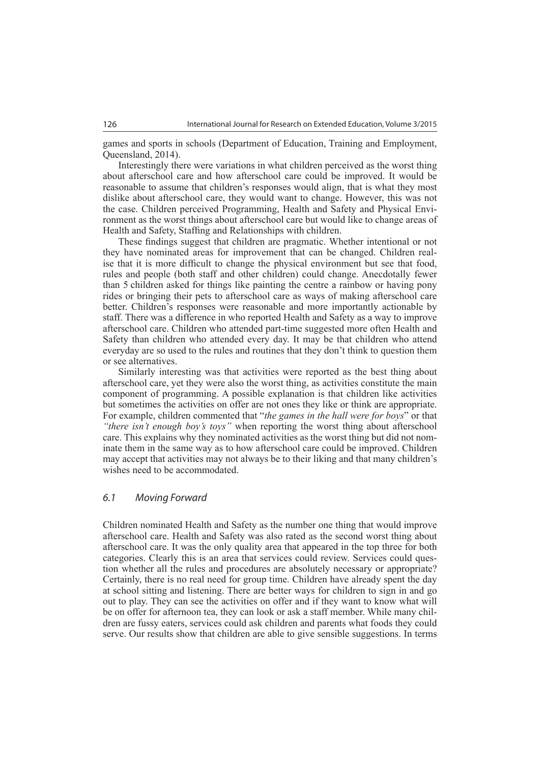games and sports in schools (Department of Education, Training and Employment, Queensland, 2014).

Interestingly there were variations in what children perceived as the worst thing about afterschool care and how afterschool care could be improved. It would be reasonable to assume that children's responses would align, that is what they most dislike about afterschool care, they would want to change. However, this was not the case. Children perceived Programming, Health and Safety and Physical Environment as the worst things about afterschool care but would like to change areas of Health and Safety, Staffing and Relationships with children.

These findings suggest that children are pragmatic. Whether intentional or not they have nominated areas for improvement that can be changed. Children realise that it is more difficult to change the physical environment but see that food, rules and people (both staff and other children) could change. Anecdotally fewer than 5 children asked for things like painting the centre a rainbow or having pony rides or bringing their pets to afterschool care as ways of making afterschool care better. Children's responses were reasonable and more importantly actionable by staff. There was a difference in who reported Health and Safety as a way to improve afterschool care. Children who attended part-time suggested more often Health and Safety than children who attended every day. It may be that children who attend everyday are so used to the rules and routines that they don't think to question them or see alternatives.

Similarly interesting was that activities were reported as the best thing about afterschool care, yet they were also the worst thing, as activities constitute the main component of programming. A possible explanation is that children like activities but sometimes the activities on offer are not ones they like or think are appropriate. For example, children commented that "*the games in the hall were for boys*" or that *"there isn't enough boy's toys"* when reporting the worst thing about afterschool care. This explains why they nominated activities as the worst thing but did not nominate them in the same way as to how afterschool care could be improved. Children may accept that activities may not always be to their liking and that many children's wishes need to be accommodated.

### *6.1 Moving Forward*

Children nominated Health and Safety as the number one thing that would improve afterschool care. Health and Safety was also rated as the second worst thing about afterschool care. It was the only quality area that appeared in the top three for both categories. Clearly this is an area that services could review. Services could question whether all the rules and procedures are absolutely necessary or appropriate? Certainly, there is no real need for group time. Children have already spent the day at school sitting and listening. There are better ways for children to sign in and go out to play. They can see the activities on offer and if they want to know what will be on offer for afternoon tea, they can look or ask a staff member. While many children are fussy eaters, services could ask children and parents what foods they could serve. Our results show that children are able to give sensible suggestions. In terms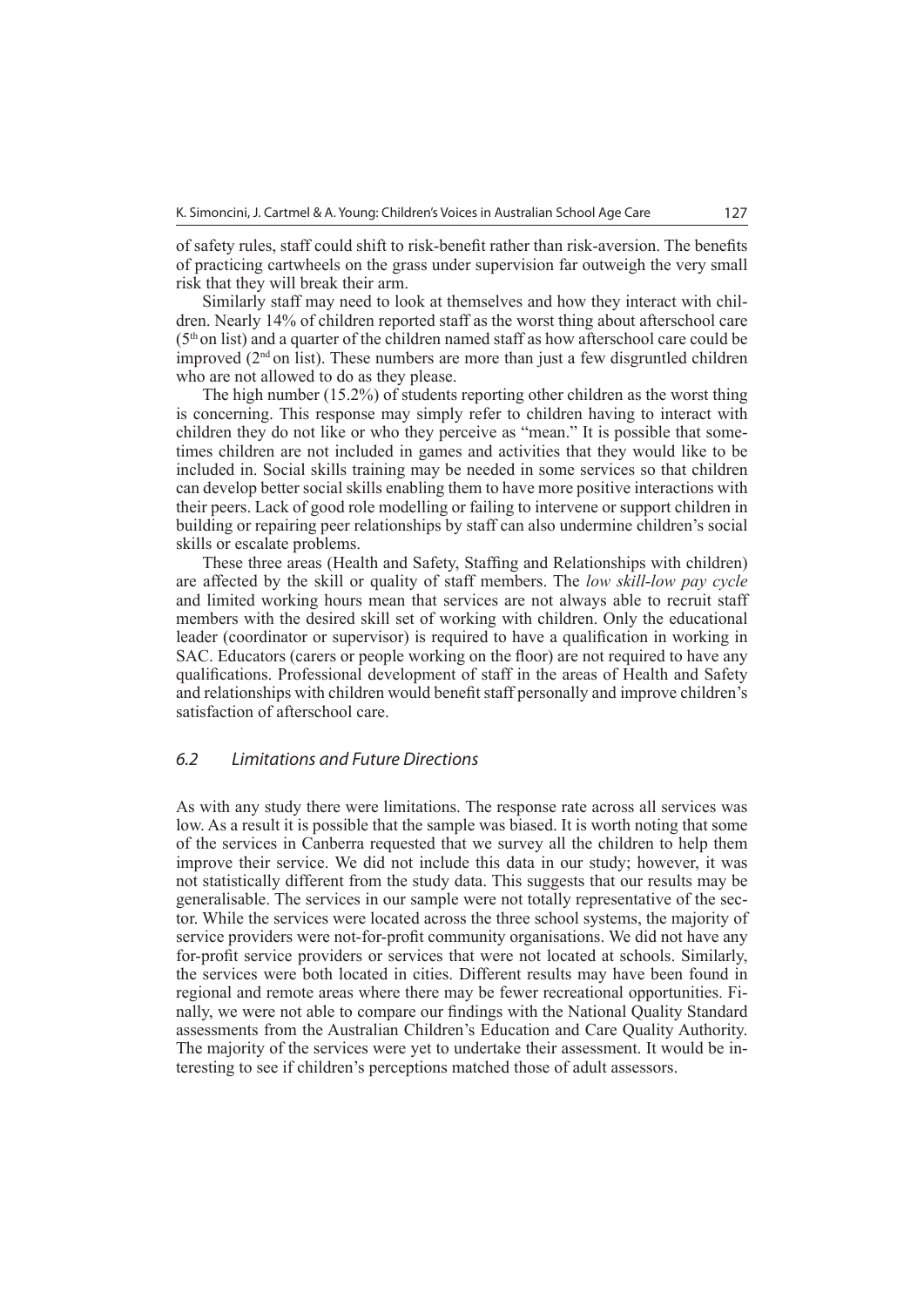of safety rules, staff could shift to risk-benefit rather than risk-aversion. The benefits of practicing cartwheels on the grass under supervision far outweigh the very small risk that they will break their arm.

Similarly staff may need to look at themselves and how they interact with children. Nearly 14% of children reported staff as the worst thing about afterschool care (5th on list) and a quarter of the children named staff as how afterschool care could be improved (2nd on list). These numbers are more than just a few disgruntled children who are not allowed to do as they please.

The high number (15.2%) of students reporting other children as the worst thing is concerning. This response may simply refer to children having to interact with children they do not like or who they perceive as "mean." It is possible that sometimes children are not included in games and activities that they would like to be included in. Social skills training may be needed in some services so that children can develop better social skills enabling them to have more positive interactions with their peers. Lack of good role modelling or failing to intervene or support children in building or repairing peer relationships by staff can also undermine children's social skills or escalate problems.

These three areas (Health and Safety, Staffing and Relationships with children) are affected by the skill or quality of staff members. The *low skill-low pay cycle* and limited working hours mean that services are not always able to recruit staff members with the desired skill set of working with children. Only the educational leader (coordinator or supervisor) is required to have a qualification in working in SAC. Educators (carers or people working on the floor) are not required to have any qualifications. Professional development of staff in the areas of Health and Safety and relationships with children would benefit staff personally and improve children's satisfaction of afterschool care.

### *6.2 Limitations and Future Directions*

As with any study there were limitations. The response rate across all services was low. As a result it is possible that the sample was biased. It is worth noting that some of the services in Canberra requested that we survey all the children to help them improve their service. We did not include this data in our study; however, it was not statistically different from the study data. This suggests that our results may be generalisable. The services in our sample were not totally representative of the sector. While the services were located across the three school systems, the majority of service providers were not-for-profit community organisations. We did not have any for-profit service providers or services that were not located at schools. Similarly, the services were both located in cities. Different results may have been found in regional and remote areas where there may be fewer recreational opportunities. Finally, we were not able to compare our findings with the National Quality Standard assessments from the Australian Children's Education and Care Quality Authority. The majority of the services were yet to undertake their assessment. It would be interesting to see if children's perceptions matched those of adult assessors.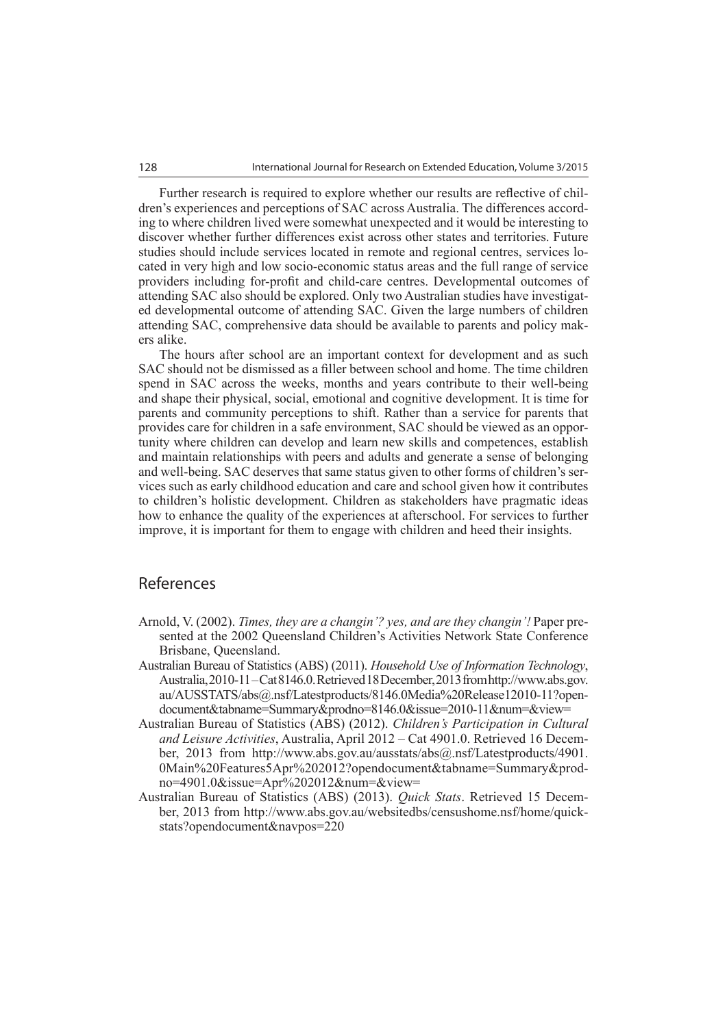Further research is required to explore whether our results are reflective of children's experiences and perceptions of SAC across Australia. The differences according to where children lived were somewhat unexpected and it would be interesting to discover whether further differences exist across other states and territories. Future studies should include services located in remote and regional centres, services located in very high and low socio-economic status areas and the full range of service providers including for-profit and child-care centres. Developmental outcomes of attending SAC also should be explored. Only two Australian studies have investigated developmental outcome of attending SAC. Given the large numbers of children attending SAC, comprehensive data should be available to parents and policy makers alike.

The hours after school are an important context for development and as such SAC should not be dismissed as a filler between school and home. The time children spend in SAC across the weeks, months and years contribute to their well-being and shape their physical, social, emotional and cognitive development. It is time for parents and community perceptions to shift. Rather than a service for parents that provides care for children in a safe environment, SAC should be viewed as an opportunity where children can develop and learn new skills and competences, establish and maintain relationships with peers and adults and generate a sense of belonging and well-being. SAC deserves that same status given to other forms of children's services such as early childhood education and care and school given how it contributes to children's holistic development. Children as stakeholders have pragmatic ideas how to enhance the quality of the experiences at afterschool. For services to further improve, it is important for them to engage with children and heed their insights.

## References

Arnold, V. (2002). *Times, they are a changin'? yes, and are they changin'!* Paper presented at the 2002 Queensland Children's Activities Network State Conference Brisbane, Queensland.

Australian Bureau of Statistics (ABS) (2011). *Household Use of Information Technology*, Australia, 2010-11 – Cat 8146.0. Retrieved 18 December, 2013 from http://www.abs.gov.au/AUSSTATS/abs@.nsf/Latestproducts/8146.0Media%20Release12010-11?opendocument&tabname=Summary&prodno=8146.0&issue=2010-11&num=&view=

Australian Bureau of Statistics (ABS) (2012). *Children's Participation in Cultural and Leisure Activities*, Australia, April 2012 – Cat 4901.0. Retrieved 16 December, 2013 from http://www.abs.gov.au/ausstats/abs@.nsf/Latestproducts/4901.0Main%20Features5Apr%202012?opendocument&tabname=Summary&prodno=4901.0&issue=Apr%202012&num=&view=

Australian Bureau of Statistics (ABS) (2013). *Quick Stats*. Retrieved 15 December, 2013 from http://www.abs.gov.au/websitedbs/censushome.nsf/home/quickstats?opendocument&navpos=220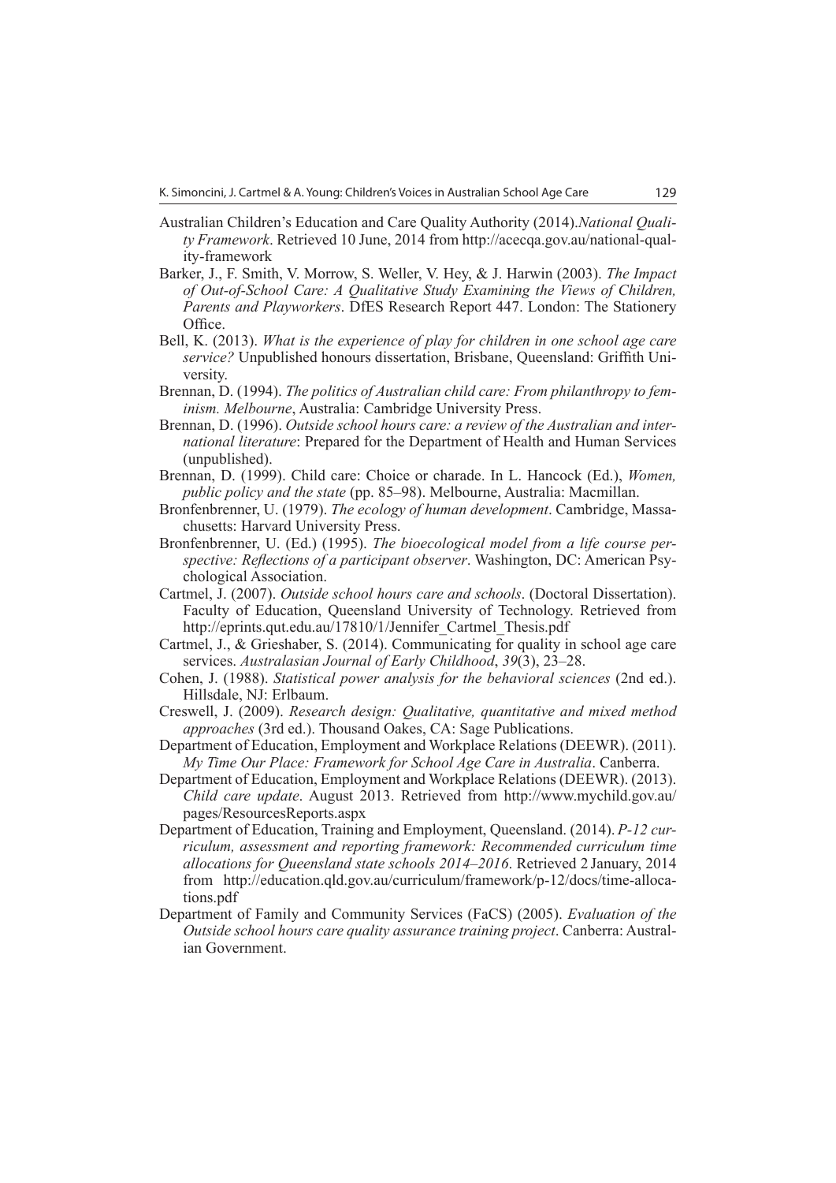Australian Children's Education and Care Quality Authority (2014).*National Quality Framework*. Retrieved 10 June, 2014 from http://acecqa.gov.au/national-quality-framework

Barker, J., F. Smith, V. Morrow, S. Weller, V. Hey, & J. Harwin (2003). *The Impact of Out-of-School Care: A Qualitative Study Examining the Views of Children, Parents and Playworkers*. DfES Research Report 447. London: The Stationery Office.

Bell, K. (2013). *What is the experience of play for children in one school age care service?* Unpublished honours dissertation, Brisbane, Queensland: Griffith University.

Brennan, D. (1994). *The politics of Australian child care: From philanthropy to feminism. Melbourne*, Australia: Cambridge University Press.

Brennan, D. (1996). *Outside school hours care: a review of the Australian and international literature*: Prepared for the Department of Health and Human Services (unpublished).

Brennan, D. (1999). Child care: Choice or charade. In L. Hancock (Ed.), *Women, public policy and the state* (pp. 85–98). Melbourne, Australia: Macmillan.

Bronfenbrenner, U. (1979). *The ecology of human development*. Cambridge, Massachusetts: Harvard University Press.

Bronfenbrenner, U. (Ed.) (1995). *The bioecological model from a life course perspective: Reflections of a participant observer*. Washington, DC: American Psychological Association.

Cartmel, J. (2007). *Outside school hours care and schools*. (Doctoral Dissertation). Faculty of Education, Queensland University of Technology. Retrieved from http://eprints.qut.edu.au/17810/1/Jennifer_Cartmel_Thesis.pdf

Cartmel, J., & Grieshaber, S. (2014). Communicating for quality in school age care services. *Australasian Journal of Early Childhood*, *39*(3), 23–28.

Cohen, J. (1988). *Statistical power analysis for the behavioral sciences* (2nd ed.). Hillsdale, NJ: Erlbaum.

Creswell, J. (2009). *Research design: Qualitative, quantitative and mixed method approaches* (3rd ed.). Thousand Oakes, CA: Sage Publications.

Department of Education, Employment and Workplace Relations (DEEWR). (2011). *My Time Our Place: Framework for School Age Care in Australia*. Canberra.

Department of Education, Employment and Workplace Relations (DEEWR). (2013). *Child care update*. August 2013. Retrieved from http://www.mychild.gov.au/pages/ResourcesReports.aspx

Department of Education, Training and Employment, Queensland. (2014). *P-12 curriculum, assessment and reporting framework: Recommended curriculum time allocations for Queensland state schools 2014–2016*. Retrieved 2 January, 2014 from http://education.qld.gov.au/curriculum/framework/p-12/docs/time-allocations.pdf

Department of Family and Community Services (FaCS) (2005). *Evaluation of the Outside school hours care quality assurance training project*. Canberra: Australian Government.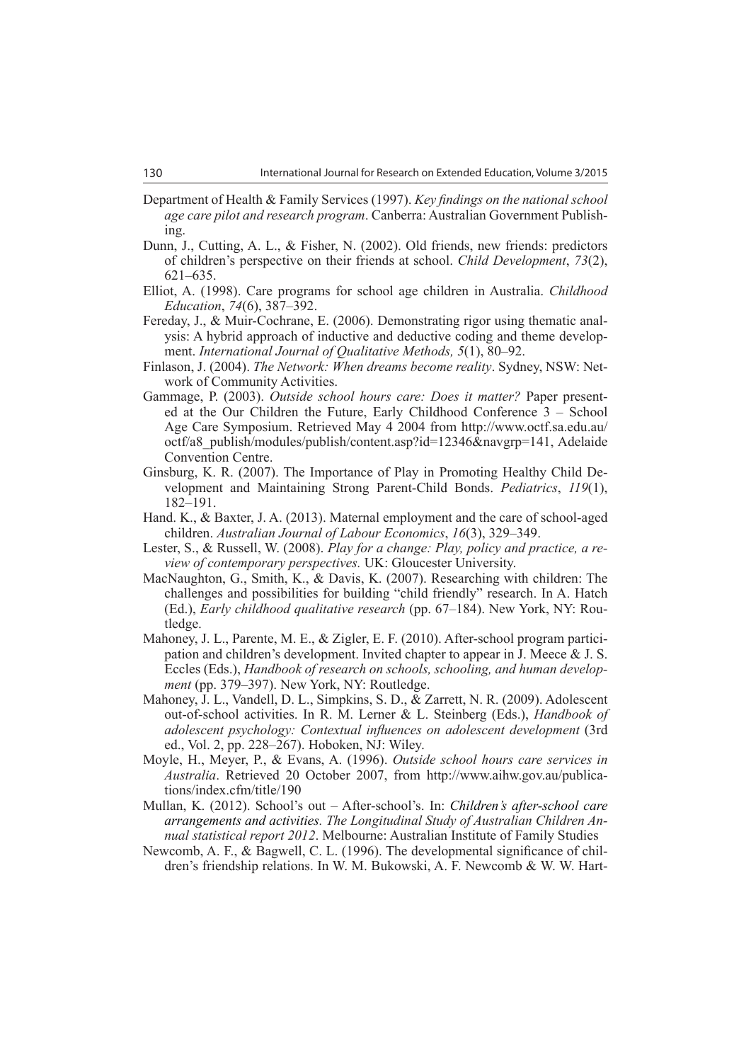Department of Health & Family Services (1997). *Key findings on the national school age care pilot and research program*. Canberra: Australian Government Publishing.

Dunn, J., Cutting, A. L., & Fisher, N. (2002). Old friends, new friends: predictors of children's perspective on their friends at school. *Child Development*, *73*(2), 621–635.

Elliot, A. (1998). Care programs for school age children in Australia. *Childhood Education*, *74*(6), 387–392.

Fereday, J., & Muir-Cochrane, E. (2006). Demonstrating rigor using thematic analysis: A hybrid approach of inductive and deductive coding and theme development. *International Journal of Qualitative Methods, 5*(1), 80–92.

Finlason, J. (2004). *The Network: When dreams become reality*. Sydney, NSW: Network of Community Activities.

Gammage, P. (2003). *Outside school hours care: Does it matter?* Paper presented at the Our Children the Future, Early Childhood Conference 3 – School Age Care Symposium. Retrieved May 4 2004 from http://www.octf.sa.edu.au/octf/a8_publish/modules/publish/content.asp?id=12346&navgrp=141, Adelaide Convention Centre.

Ginsburg, K. R. (2007). The Importance of Play in Promoting Healthy Child Development and Maintaining Strong Parent-Child Bonds. *Pediatrics*, *119*(1), 182–191.

Hand. K., & Baxter, J. A. (2013). Maternal employment and the care of school-aged children. *Australian Journal of Labour Economics*, *16*(3), 329–349.

Lester, S., & Russell, W. (2008). *Play for a change: Play, policy and practice, a review of contemporary perspectives.* UK: Gloucester University.

MacNaughton, G., Smith, K., & Davis, K. (2007). Researching with children: The challenges and possibilities for building "child friendly" research. In A. Hatch (Ed.), *Early childhood qualitative research* (pp. 67–184). New York, NY: Routledge.

Mahoney, J. L., Parente, M. E., & Zigler, E. F. (2010). After-school program participation and children's development. Invited chapter to appear in J. Meece & J. S. Eccles (Eds.), *Handbook of research on schools, schooling, and human development* (pp. 379–397). New York, NY: Routledge.

Mahoney, J. L., Vandell, D. L., Simpkins, S. D., & Zarrett, N. R. (2009). Adolescent out-of-school activities. In R. M. Lerner & L. Steinberg (Eds.), *Handbook of adolescent psychology: Contextual influences on adolescent development* (3rd ed., Vol. 2, pp. 228–267). Hoboken, NJ: Wiley.

Moyle, H., Meyer, P., & Evans, A. (1996). *Outside school hours care services in Australia*. Retrieved 20 October 2007, from http://www.aihw.gov.au/publications/index.cfm/title/190

Mullan, K. (2012). School's out – After-school's. In: *Children's after-school care arrangements and activities. The Longitudinal Study of Australian Children Annual statistical report 2012*. Melbourne: Australian Institute of Family Studies

Newcomb, A. F., & Bagwell, C. L. (1996). The developmental significance of children's friendship relations. In W. M. Bukowski, A. F. Newcomb & W. W. Hart-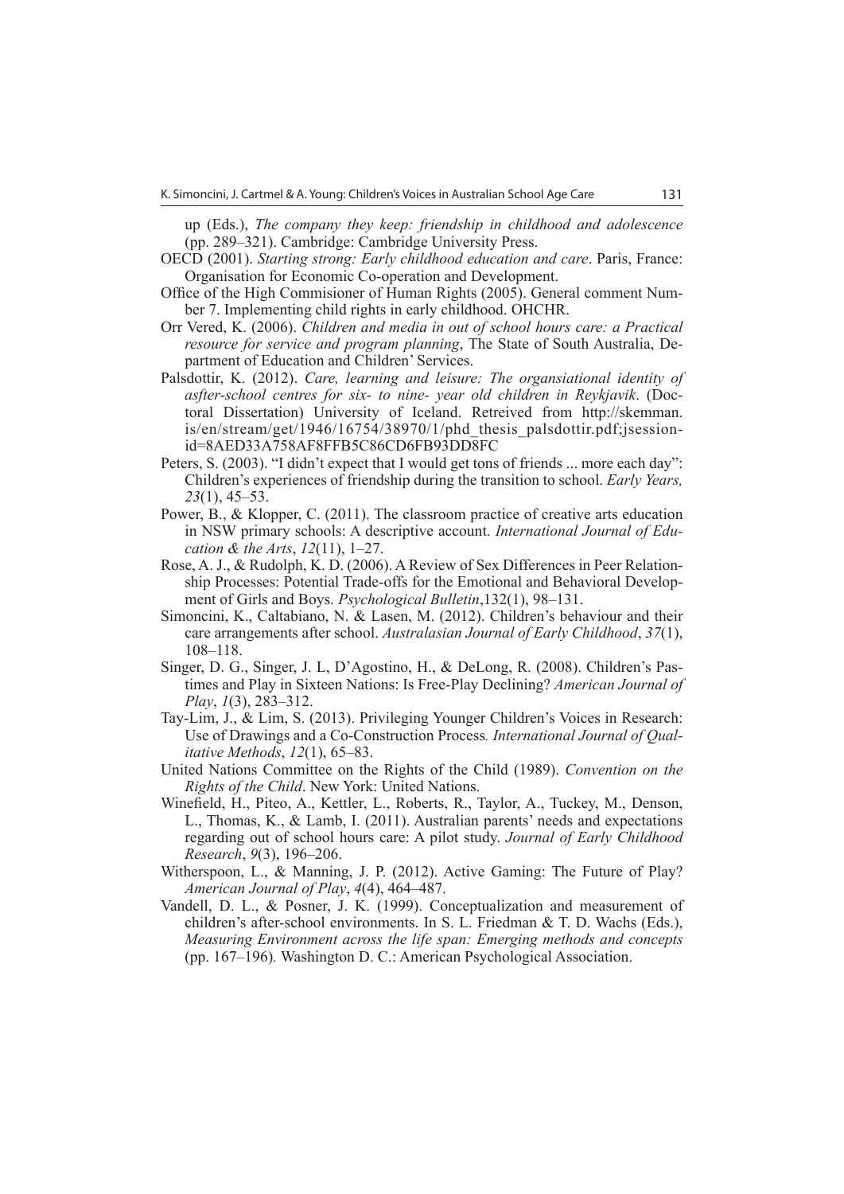up (Eds.), *The company they keep: friendship in childhood and adolescence* (pp. 289–321). Cambridge: Cambridge University Press.

OECD (2001). *Starting strong: Early childhood education and care*. Paris, France: Organisation for Economic Co-operation and Development.

Office of the High Commisioner of Human Rights (2005). General comment Number 7. Implementing child rights in early childhood. OHCHR.

Orr Vered, K. (2006). *Children and media in out of school hours care: a Practical resource for service and program planning*, The State of South Australia, Department of Education and Children' Services.

Palsdottir, K. (2012). *Care, learning and leisure: The organsiational identity of asfter-school centres for six- to nine- year old children in Reykjavik*. (Doctoral Dissertation) University of Iceland. Retreived from http://skemman.is/en/stream/get/1946/16754/38970/1/phd_thesis_palsdottir.pdf;jsessionid=8AED33A758AF8FFB5C86CD6FB93DD8FC

Peters, S. (2003). "I didn't expect that I would get tons of friends ... more each day": Children's experiences of friendship during the transition to school. *Early Years, 23*(1), 45–53.

Power, B., & Klopper, C. (2011). The classroom practice of creative arts education in NSW primary schools: A descriptive account. *International Journal of Education & the Arts*, *12*(11), 1–27.

Rose, A. J., & Rudolph, K. D. (2006). A Review of Sex Differences in Peer Relationship Processes: Potential Trade-offs for the Emotional and Behavioral Development of Girls and Boys. *Psychological Bulletin*,132(1), 98–131.

Simoncini, K., Caltabiano, N. & Lasen, M. (2012). Children's behaviour and their care arrangements after school. *Australasian Journal of Early Childhood*, *37*(1), 108–118.

Singer, D. G., Singer, J. L, D'Agostino, H., & DeLong, R. (2008). Children's Pastimes and Play in Sixteen Nations: Is Free-Play Declining? *American Journal of Play*, *1*(3), 283–312.

Tay-Lim, J., & Lim, S. (2013). Privileging Younger Children's Voices in Research: Use of Drawings and a Co-Construction Process*. International Journal of Qualitative Methods*, *12*(1), 65–83.

United Nations Committee on the Rights of the Child (1989). *Convention on the Rights of the Child*. New York: United Nations.

Winefield, H., Piteo, A., Kettler, L., Roberts, R., Taylor, A., Tuckey, M., Denson, L., Thomas, K., & Lamb, I. (2011). Australian parents' needs and expectations regarding out of school hours care: A pilot study. *Journal of Early Childhood Research*, *9*(3), 196–206.

Witherspoon, L., & Manning, J. P. (2012). Active Gaming: The Future of Play? *American Journal of Play*, *4*(4), 464–487.

Vandell, D. L., & Posner, J. K. (1999). Conceptualization and measurement of children's after-school environments. In S. L. Friedman & T. D. Wachs (Eds.), *Measuring Environment across the life span: Emerging methods and concepts* (pp. 167–196)*.* Washington D. C.: American Psychological Association.